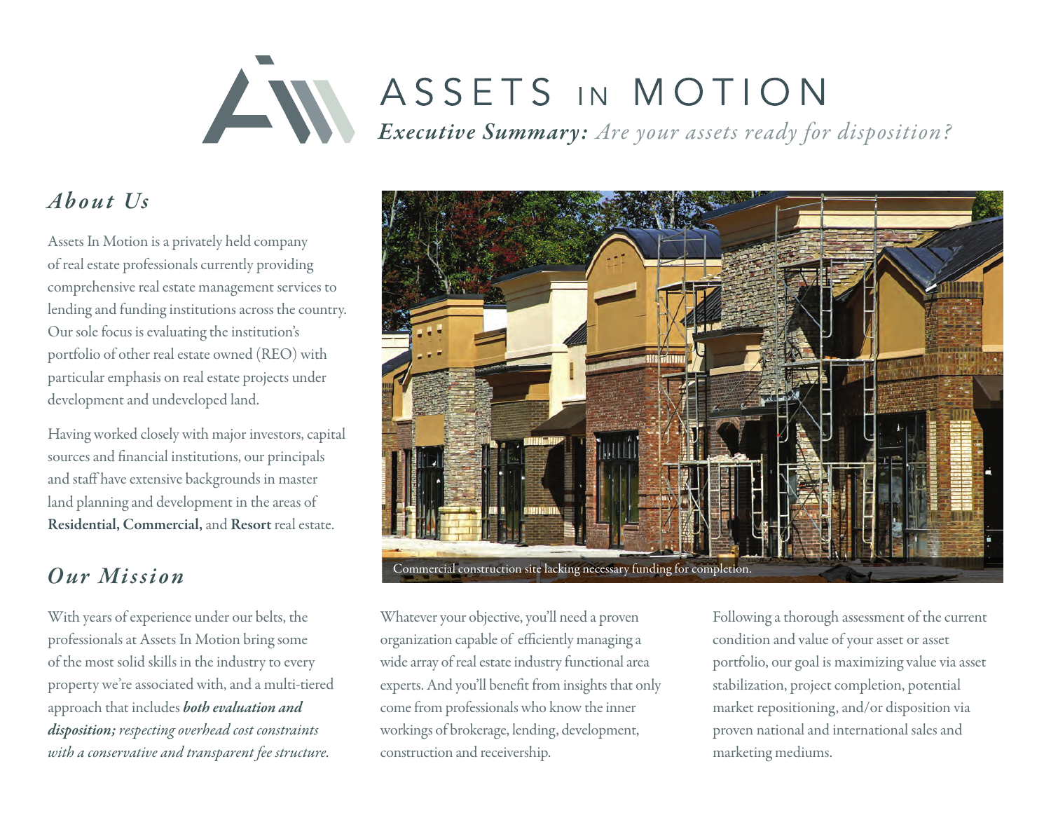# ASSETS IN MOTION

***Executive Summary:*** *Are your assets ready for disposition?*

## *About Us*

Assets In Motion is a privately held company of real estate professionals currently providing comprehensive real estate management services to lending and funding institutions across the country. Our sole focus is evaluating the institution's portfolio of other real estate owned (REO) with particular emphasis on real estate projects under development and undeveloped land.

Having worked closely with major investors, capital sources and financial institutions, our principals and staff have extensive backgrounds in master land planning and development in the areas of **Residential, Commercial,** and **Resort** real estate.

## *Our Mission*

With years of experience under our belts, the professionals at Assets In Motion bring some of the most solid skills in the industry to every property we're associated with, and a multi-tiered approach that includes ***both evaluation and disposition;*** *respecting overhead cost constraints with a conservative and transparent fee structure.*

Commercial construction site lacking necessary funding for completion.

Whatever your objective, you'll need a proven organization capable of efficiently managing a wide array of real estate industry functional area experts. And you'll benefit from insights that only come from professionals who know the inner workings of brokerage, lending, development, construction and receivership.

Following a thorough assessment of the current condition and value of your asset or asset portfolio, our goal is maximizing value via asset stabilization, project completion, potential market repositioning, and/or disposition via proven national and international sales and marketing mediums.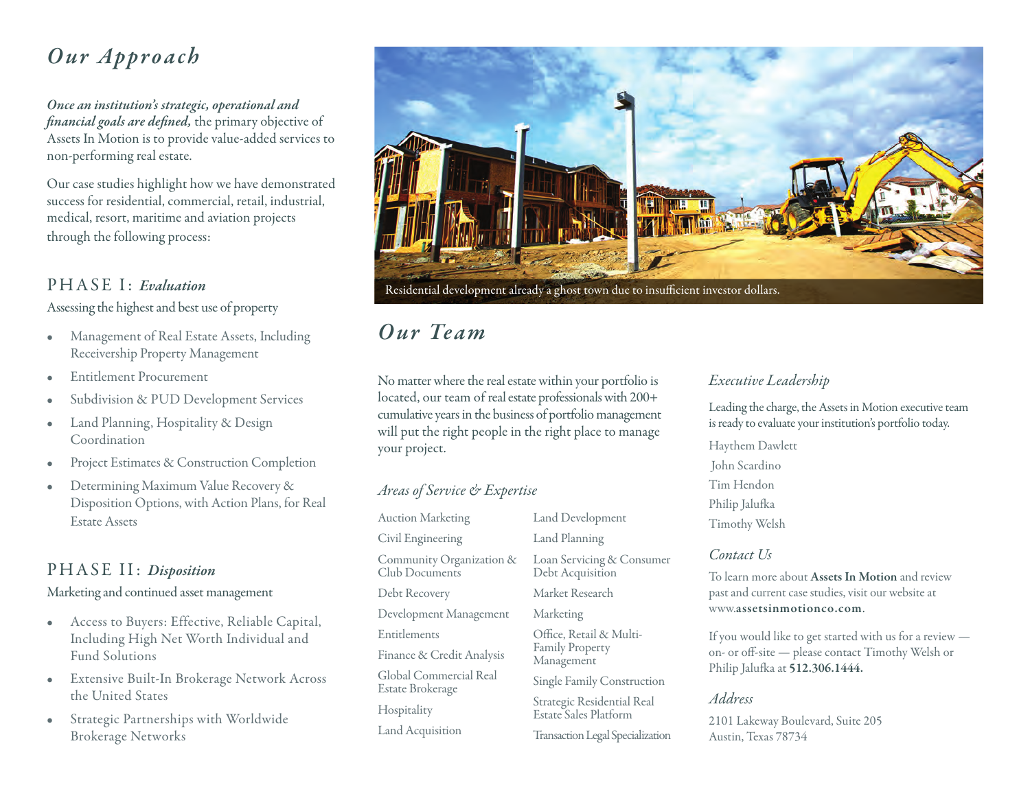## *Our Approach*

***Once an institution's strategic, operational and financial goals are defined,*** the primary objective of Assets In Motion is to provide value-added services to non-performing real estate.

Our case studies highlight how we have demonstrated success for residential, commercial, retail, industrial, medical, resort, maritime and aviation projects through the following process:

### PHASE I: *Evaluation*

Assessing the highest and best use of property

- Management of Real Estate Assets, Including Receivership Property Management
- Entitlement Procurement
- Subdivision & PUD Development Services
- Land Planning, Hospitality & Design Coordination
- Project Estimates & Construction Completion
- Determining Maximum Value Recovery & Disposition Options, with Action Plans, for Real Estate Assets

### PHASE II: *Disposition*

Marketing and continued asset management

- Access to Buyers: Effective, Reliable Capital, Including High Net Worth Individual and Fund Solutions
- Extensive Built-In Brokerage Network Across the United States
- Strategic Partnerships with Worldwide Brokerage Networks

Residential development already a ghost town due to insufficient investor dollars.

## *Our Team*

No matter where the real estate within your portfolio is located, our team of real estate professionals with 200+ cumulative years in the business of portfolio management will put the right people in the right place to manage your project.

### *Areas of Service & Expertise*

- Auction Marketing
- Civil Engineering
- Community Organization & Club Documents
- Debt Recovery
- Development Management
- Entitlements
- Finance & Credit Analysis
- Global Commercial Real Estate Brokerage
- Hospitality
- Land Acquisition
- Land Development
- Land Planning
- Loan Servicing & Consumer Debt Acquisition
- Market Research
- Marketing
- Office, Retail & Multi-Family Property Management
- Single Family Construction
- Strategic Residential Real Estate Sales Platform
- Transaction Legal Specialization

### *Executive Leadership*

Leading the charge, the Assets in Motion executive team is ready to evaluate your institution's portfolio today.

Haythem Dawlett
John Scardino
Tim Hendon
Philip Jalufka
Timothy Welsh

### *Contact Us*

To learn more about **Assets In Motion** and review past and current case studies, visit our website at www.**assetsinmotionco.com**.

If you would like to get started with us for a review — on- or off-site — please contact Timothy Welsh or Philip Jalufka at **512.306.1444.**

### *Address*

2101 Lakeway Boulevard, Suite 205
Austin, Texas 78734